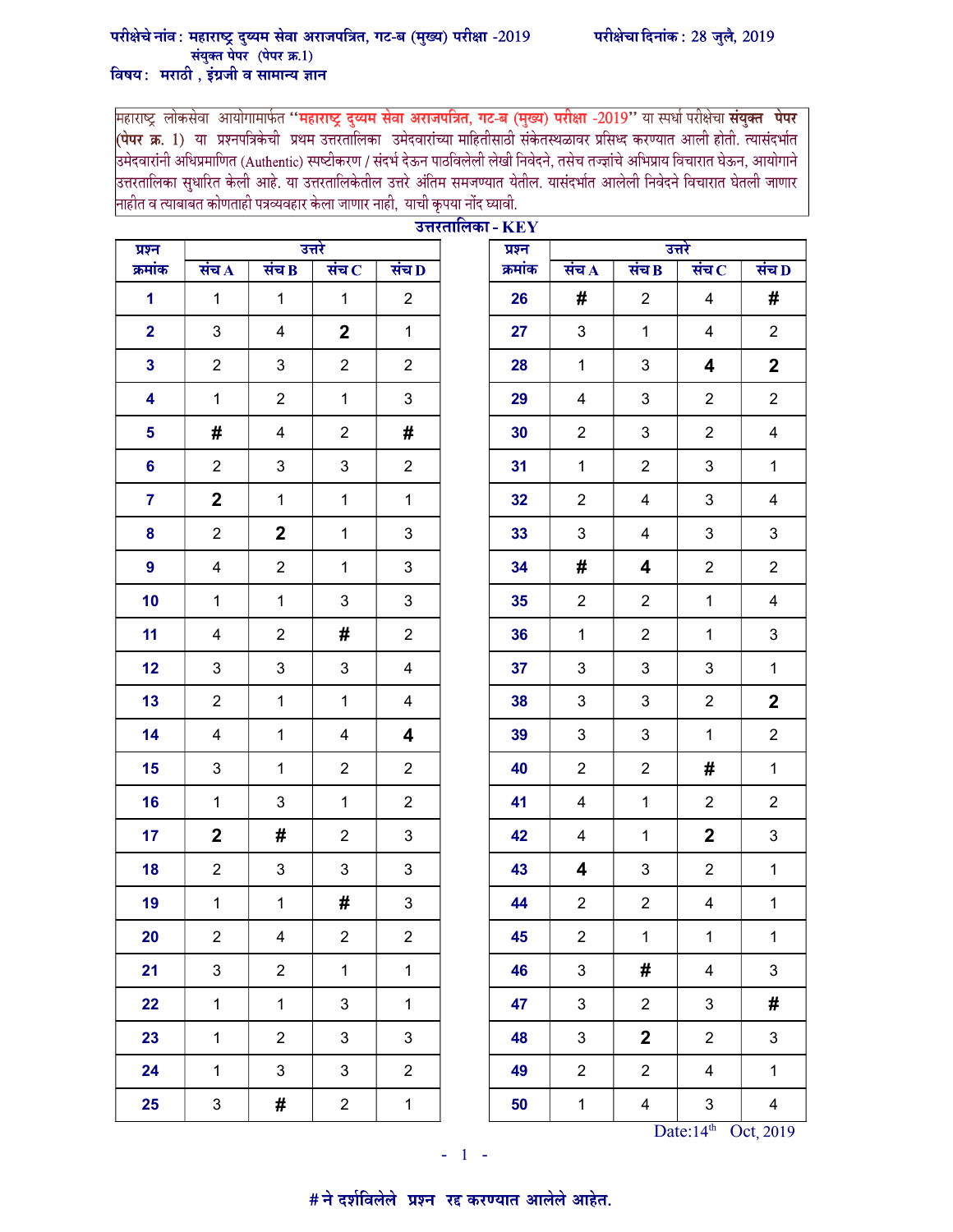**परीक्षेचे नांव : महाराष्ट्र दुय्यम सेवा अराजपत्रित, गट-ब (मुख्य) परीक्षा -2019**
**संयुक्त पेपर (पेपर क्र.1)**
**विषय : मराठी , इंग्रजी व सामान्य ज्ञान**

**परीक्षेचा दिनांक : 28 जुलै, 2019**

महाराष्ट्र लोकसेवा आयोगामार्फत **"महाराष्ट्र दुय्यम सेवा अराजपत्रित, गट-ब (मुख्य) परीक्षा -2019"** या स्पर्धा परीक्षेचा **संयुक्त पेपर (पेपर क्र. 1)** या प्रश्नपत्रिकेची प्रथम उत्तरतालिका उमेदवारांच्या माहितीसाठी संकेतस्थळावर प्रसिध्द करण्यात आली होती. त्यासंदर्भात उमेदवारांनी अधिप्रमाणित (Authentic) स्पष्टीकरण / संदर्भ देऊन पाठविलेली लेखी निवेदने, तसेच तज्ज्ञांचे अभिप्राय विचारात घेऊन, आयोगाने उत्तरतालिका सुधारित केली आहे. या उत्तरतालिकेतील उत्तरे अंतिम समजण्यात येतील. यासंदर्भात आलेली निवेदने विचारात घेतली जाणार नाहीत व त्याबाबत कोणताही पत्रव्यवहार केला जाणार नाही, याची कृपया नोंद घ्यावी.

**उत्तरतालिका - KEY**

| प्रश्न क्रमांक | उत्तरे संच A | संच B | संच C | संच D |
|---|---|---|---|---|
| 1 | 1 | 1 | 1 | 2 |
| 2 | 3 | 4 | **2** | 1 |
| 3 | 2 | 3 | 2 | 2 |
| 4 | 1 | 2 | 1 | 3 |
| 5 | # | 4 | 2 | # |
| 6 | 2 | 3 | 3 | 2 |
| 7 | **2** | 1 | 1 | 1 |
| 8 | 2 | **2** | 1 | 3 |
| 9 | 4 | 2 | 1 | 3 |
| 10 | 1 | 1 | 3 | 3 |
| 11 | 4 | 2 | # | 2 |
| 12 | 3 | 3 | 3 | 4 |
| 13 | 2 | 1 | 1 | 4 |
| 14 | 4 | 1 | 4 | **4** |
| 15 | 3 | 1 | 2 | 2 |
| 16 | 1 | 3 | 1 | 2 |
| 17 | **2** | # | 2 | 3 |
| 18 | 2 | 3 | 3 | 3 |
| 19 | 1 | 1 | # | 3 |
| 20 | 2 | 4 | 2 | 2 |
| 21 | 3 | 2 | 1 | 1 |
| 22 | 1 | 1 | 3 | 1 |
| 23 | 1 | 2 | 3 | 3 |
| 24 | 1 | 3 | 3 | 2 |
| 25 | 3 | # | 2 | 1 |
| 26 | # | 2 | 4 | # |
| 27 | 3 | 1 | 4 | 2 |
| 28 | 1 | 3 | **4** | **2** |
| 29 | 4 | 3 | 2 | 2 |
| 30 | 2 | 3 | 2 | 4 |
| 31 | 1 | 2 | 3 | 1 |
| 32 | 2 | 4 | 3 | 4 |
| 33 | 3 | 4 | 3 | 3 |
| 34 | # | **4** | 2 | 2 |
| 35 | 2 | 2 | 1 | 4 |
| 36 | 1 | 2 | 1 | 3 |
| 37 | 3 | 3 | 3 | 1 |
| 38 | 3 | 3 | 2 | **2** |
| 39 | 3 | 3 | 1 | 2 |
| 40 | 2 | 2 | # | 1 |
| 41 | 4 | 1 | 2 | 2 |
| 42 | 4 | 1 | **2** | 3 |
| 43 | **4** | 3 | 2 | 1 |
| 44 | 2 | 2 | 4 | 1 |
| 45 | 2 | 1 | 1 | 1 |
| 46 | 3 | # | 4 | 3 |
| 47 | 3 | 2 | 3 | # |
| 48 | 3 | **2** | 2 | 3 |
| 49 | 2 | 2 | 4 | 1 |
| 50 | 1 | 4 | 3 | 4 |

Date:14th Oct, 2019

**# ने दर्शविलेले प्रश्न रद्द करण्यात आलेले आहेत.**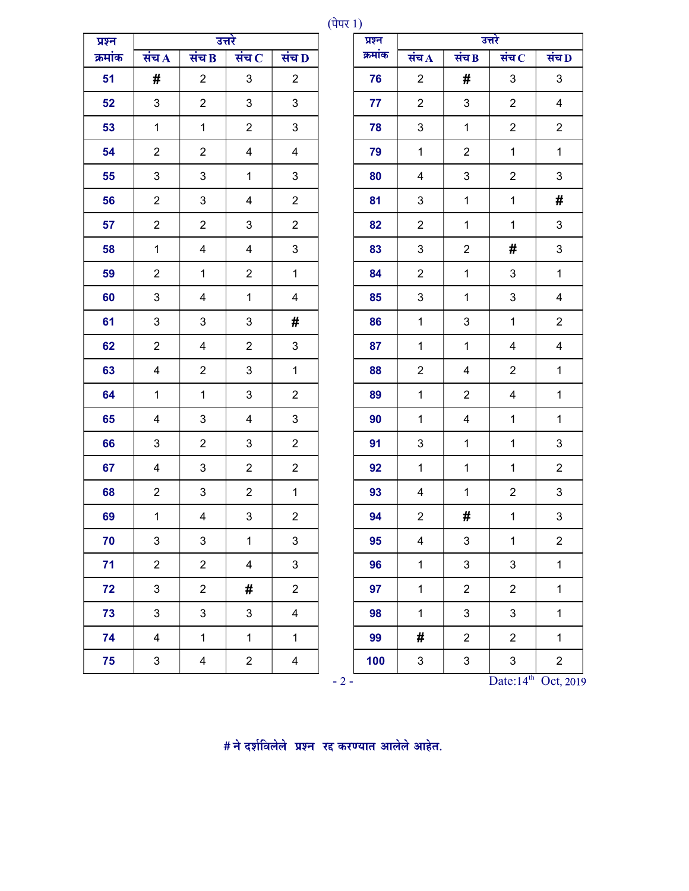(पेपर 1)

| प्रश्न क्रमांक | उत्तरे | | | | प्रश्न क्रमांक | उत्तरे | | | |
|---|---|---|---|---|---|---|---|---|---|
| | संच A | संच B | संच C | संच D | | संच A | संच B | संच C | संच D |
| 51 | # | 2 | 3 | 2 | 76 | 2 | # | 3 | 3 |
| 52 | 3 | 2 | 3 | 3 | 77 | 2 | 3 | 2 | 4 |
| 53 | 1 | 1 | 2 | 3 | 78 | 3 | 1 | 2 | 2 |
| 54 | 2 | 2 | 4 | 4 | 79 | 1 | 2 | 1 | 1 |
| 55 | 3 | 3 | 1 | 3 | 80 | 4 | 3 | 2 | 3 |
| 56 | 2 | 3 | 4 | 2 | 81 | 3 | 1 | 1 | # |
| 57 | 2 | 2 | 3 | 2 | 82 | 2 | 1 | 1 | 3 |
| 58 | 1 | 4 | 4 | 3 | 83 | 3 | 2 | # | 3 |
| 59 | 2 | 1 | 2 | 1 | 84 | 2 | 1 | 3 | 1 |
| 60 | 3 | 4 | 1 | 4 | 85 | 3 | 1 | 3 | 4 |
| 61 | 3 | 3 | 3 | # | 86 | 1 | 3 | 1 | 2 |
| 62 | 2 | 4 | 2 | 3 | 87 | 1 | 1 | 4 | 4 |
| 63 | 4 | 2 | 3 | 1 | 88 | 2 | 4 | 2 | 1 |
| 64 | 1 | 1 | 3 | 2 | 89 | 1 | 2 | 4 | 1 |
| 65 | 4 | 3 | 4 | 3 | 90 | 1 | 4 | 1 | 1 |
| 66 | 3 | 2 | 3 | 2 | 91 | 3 | 1 | 1 | 3 |
| 67 | 4 | 3 | 2 | 2 | 92 | 1 | 1 | 1 | 2 |
| 68 | 2 | 3 | 2 | 1 | 93 | 4 | 1 | 2 | 3 |
| 69 | 1 | 4 | 3 | 2 | 94 | 2 | # | 1 | 3 |
| 70 | 3 | 3 | 1 | 3 | 95 | 4 | 3 | 1 | 2 |
| 71 | 2 | 2 | 4 | 3 | 96 | 1 | 3 | 3 | 1 |
| 72 | 3 | 2 | # | 2 | 97 | 1 | 2 | 2 | 1 |
| 73 | 3 | 3 | 3 | 4 | 98 | 1 | 3 | 3 | 1 |
| 74 | 4 | 1 | 1 | 1 | 99 | # | 2 | 2 | 1 |
| 75 | 3 | 4 | 2 | 4 | 100 | 3 | 3 | 3 | 2 |

Date:14th Oct, 2019

# ने दर्शविलेले प्रश्न रद्द करण्यात आलेले आहेत.